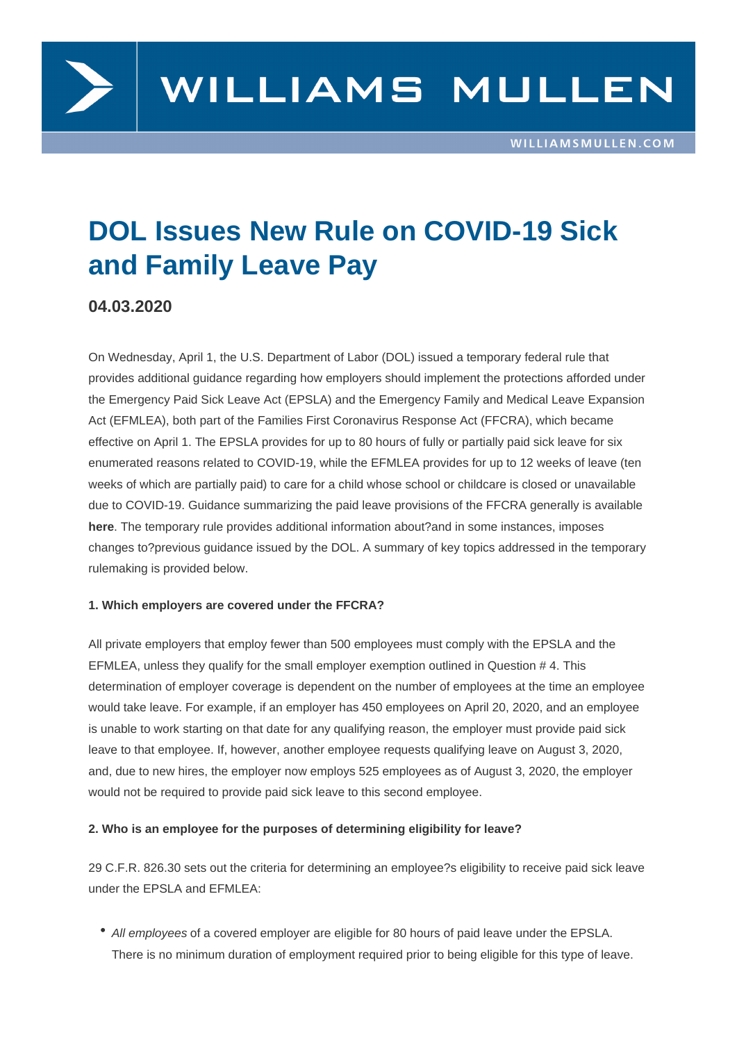# DOL Issues New Rule on COVID-19 Sick and Family Leave Pay

**04.03.2020**

On Wednesday, April 1, the U.S. Department of Labor (DOL) issued a temporary federal rule that provides additional guidance regarding how employers should implement the protections afforded under the Emergency Paid Sick Leave Act (EPSLA) and the Emergency Family and Medical Leave Expansion Act (EFMLEA), both part of the Families First Coronavirus Response Act (FFCRA), which became effective on April 1. The EPSLA provides for up to 80 hours of fully or partially paid sick leave for six enumerated reasons related to COVID-19, while the EFMLEA provides for up to 12 weeks of leave (ten weeks of which are partially paid) to care for a child whose school or childcare is closed or unavailable due to COVID-19. Guidance summarizing the paid leave provisions of the FFCRA generally is available **here**. The temporary rule provides additional information about?and in some instances, imposes changes to?previous guidance issued by the DOL. A summary of key topics addressed in the temporary rulemaking is provided below.

**1. Which employers are covered under the FFCRA?**

All private employers that employ fewer than 500 employees must comply with the EPSLA and the EFMLEA, unless they qualify for the small employer exemption outlined in Question # 4. This determination of employer coverage is dependent on the number of employees at the time an employee would take leave. For example, if an employer has 450 employees on April 20, 2020, and an employee is unable to work starting on that date for any qualifying reason, the employer must provide paid sick leave to that employee. If, however, another employee requests qualifying leave on August 3, 2020, and, due to new hires, the employer now employs 525 employees as of August 3, 2020, the employer would not be required to provide paid sick leave to this second employee.

**2. Who is an employee for the purposes of determining eligibility for leave?**

29 C.F.R. 826.30 sets out the criteria for determining an employee?s eligibility to receive paid sick leave under the EPSLA and EFMLEA:

- *All employees* of a covered employer are eligible for 80 hours of paid leave under the EPSLA. There is no minimum duration of employment required prior to being eligible for this type of leave.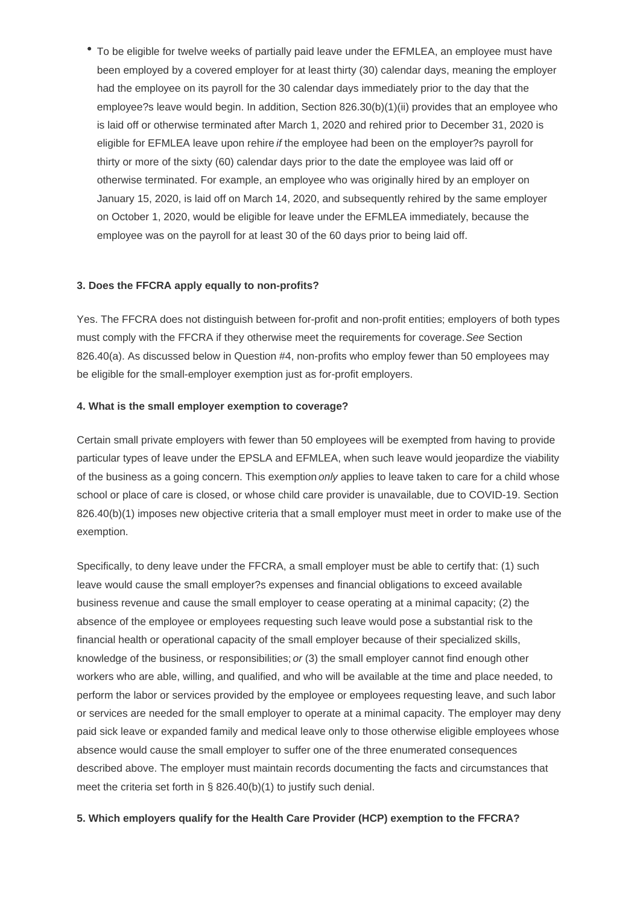- To be eligible for twelve weeks of partially paid leave under the EFMLEA, an employee must have been employed by a covered employer for at least thirty (30) calendar days, meaning the employer had the employee on its payroll for the 30 calendar days immediately prior to the day that the employee?s leave would begin. In addition, Section 826.30(b)(1)(ii) provides that an employee who is laid off or otherwise terminated after March 1, 2020 and rehired prior to December 31, 2020 is eligible for EFMLEA leave upon rehire *if* the employee had been on the employer?s payroll for thirty or more of the sixty (60) calendar days prior to the date the employee was laid off or otherwise terminated. For example, an employee who was originally hired by an employer on January 15, 2020, is laid off on March 14, 2020, and subsequently rehired by the same employer on October 1, 2020, would be eligible for leave under the EFMLEA immediately, because the employee was on the payroll for at least 30 of the 60 days prior to being laid off.

**3. Does the FFCRA apply equally to non-profits?**

Yes. The FFCRA does not distinguish between for-profit and non-profit entities; employers of both types must comply with the FFCRA if they otherwise meet the requirements for coverage. *See* Section 826.40(a). As discussed below in Question #4, non-profits who employ fewer than 50 employees may be eligible for the small-employer exemption just as for-profit employers.

**4. What is the small employer exemption to coverage?**

Certain small private employers with fewer than 50 employees will be exempted from having to provide particular types of leave under the EPSLA and EFMLEA, when such leave would jeopardize the viability of the business as a going concern. This exemption *only* applies to leave taken to care for a child whose school or place of care is closed, or whose child care provider is unavailable, due to COVID-19. Section 826.40(b)(1) imposes new objective criteria that a small employer must meet in order to make use of the exemption.

Specifically, to deny leave under the FFCRA, a small employer must be able to certify that: (1) such leave would cause the small employer?s expenses and financial obligations to exceed available business revenue and cause the small employer to cease operating at a minimal capacity; (2) the absence of the employee or employees requesting such leave would pose a substantial risk to the financial health or operational capacity of the small employer because of their specialized skills, knowledge of the business, or responsibilities; *or* (3) the small employer cannot find enough other workers who are able, willing, and qualified, and who will be available at the time and place needed, to perform the labor or services provided by the employee or employees requesting leave, and such labor or services are needed for the small employer to operate at a minimal capacity. The employer may deny paid sick leave or expanded family and medical leave only to those otherwise eligible employees whose absence would cause the small employer to suffer one of the three enumerated consequences described above. The employer must maintain records documenting the facts and circumstances that meet the criteria set forth in § 826.40(b)(1) to justify such denial.

**5. Which employers qualify for the Health Care Provider (HCP) exemption to the FFCRA?**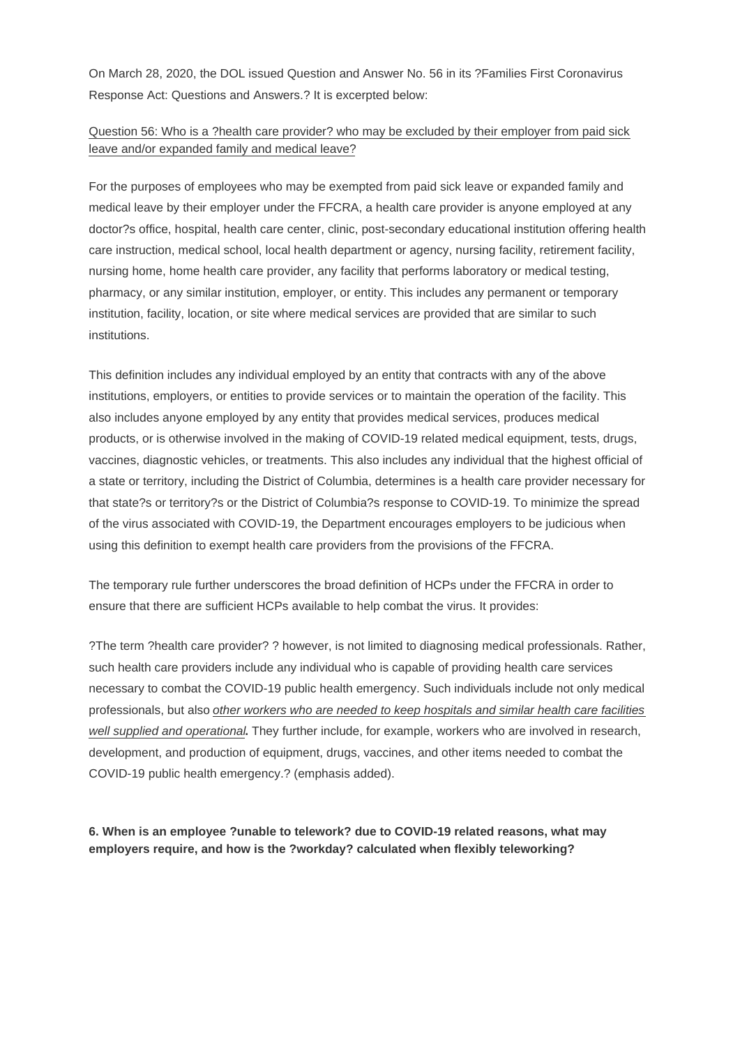On March 28, 2020, the DOL issued Question and Answer No. 56 in its ?Families First Coronavirus Response Act: Questions and Answers.? It is excerpted below:

Question 56: Who is a ?health care provider? who may be excluded by their employer from paid sick leave and/or expanded family and medical leave?

For the purposes of employees who may be exempted from paid sick leave or expanded family and medical leave by their employer under the FFCRA, a health care provider is anyone employed at any doctor?s office, hospital, health care center, clinic, post-secondary educational institution offering health care instruction, medical school, local health department or agency, nursing facility, retirement facility, nursing home, home health care provider, any facility that performs laboratory or medical testing, pharmacy, or any similar institution, employer, or entity. This includes any permanent or temporary institution, facility, location, or site where medical services are provided that are similar to such institutions.

This definition includes any individual employed by an entity that contracts with any of the above institutions, employers, or entities to provide services or to maintain the operation of the facility. This also includes anyone employed by any entity that provides medical services, produces medical products, or is otherwise involved in the making of COVID-19 related medical equipment, tests, drugs, vaccines, diagnostic vehicles, or treatments. This also includes any individual that the highest official of a state or territory, including the District of Columbia, determines is a health care provider necessary for that state?s or territory?s or the District of Columbia?s response to COVID-19. To minimize the spread of the virus associated with COVID-19, the Department encourages employers to be judicious when using this definition to exempt health care providers from the provisions of the FFCRA.

The temporary rule further underscores the broad definition of HCPs under the FFCRA in order to ensure that there are sufficient HCPs available to help combat the virus. It provides:

?The term ?health care provider? ? however, is not limited to diagnosing medical professionals. Rather, such health care providers include any individual who is capable of providing health care services necessary to combat the COVID-19 public health emergency. Such individuals include not only medical professionals, but also ***other workers who are needed to keep hospitals and similar health care facilities well supplied and operational***. They further include, for example, workers who are involved in research, development, and production of equipment, drugs, vaccines, and other items needed to combat the COVID-19 public health emergency.? (emphasis added).

**6. When is an employee ?unable to telework? due to COVID-19 related reasons, what may employers require, and how is the ?workday? calculated when flexibly teleworking?**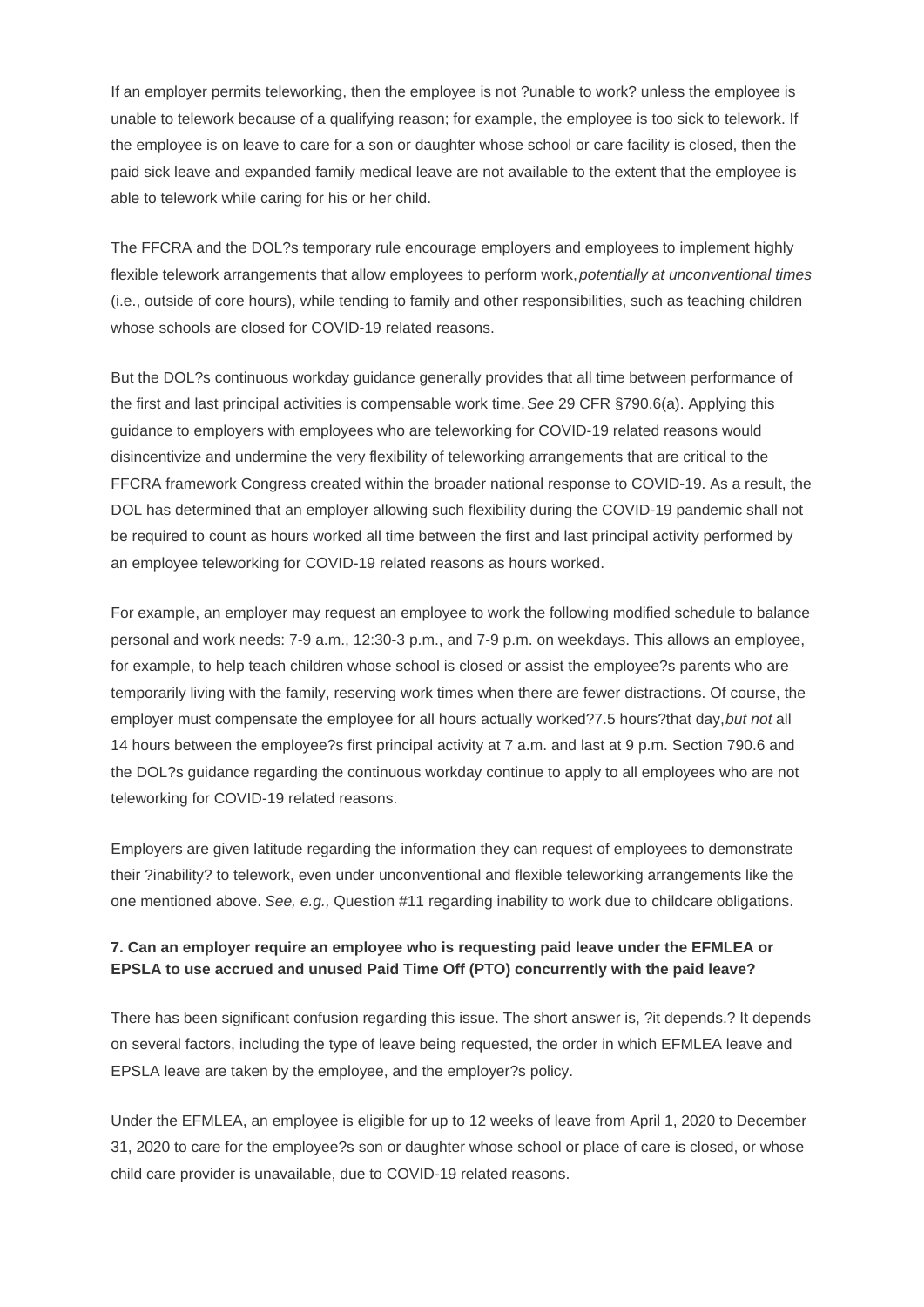If an employer permits teleworking, then the employee is not ?unable to work? unless the employee is unable to telework because of a qualifying reason; for example, the employee is too sick to telework. If the employee is on leave to care for a son or daughter whose school or care facility is closed, then the paid sick leave and expanded family medical leave are not available to the extent that the employee is able to telework while caring for his or her child.

The FFCRA and the DOL?s temporary rule encourage employers and employees to implement highly flexible telework arrangements that allow employees to perform work, *potentially at unconventional times* (i.e., outside of core hours), while tending to family and other responsibilities, such as teaching children whose schools are closed for COVID-19 related reasons.

But the DOL?s continuous workday guidance generally provides that all time between performance of the first and last principal activities is compensable work time. *See* 29 CFR §790.6(a). Applying this guidance to employers with employees who are teleworking for COVID-19 related reasons would disincentivize and undermine the very flexibility of teleworking arrangements that are critical to the FFCRA framework Congress created within the broader national response to COVID-19. As a result, the DOL has determined that an employer allowing such flexibility during the COVID-19 pandemic shall not be required to count as hours worked all time between the first and last principal activity performed by an employee teleworking for COVID-19 related reasons as hours worked.

For example, an employer may request an employee to work the following modified schedule to balance personal and work needs: 7-9 a.m., 12:30-3 p.m., and 7-9 p.m. on weekdays. This allows an employee, for example, to help teach children whose school is closed or assist the employee?s parents who are temporarily living with the family, reserving work times when there are fewer distractions. Of course, the employer must compensate the employee for all hours actually worked?7.5 hours?that day, *but not* all 14 hours between the employee?s first principal activity at 7 a.m. and last at 9 p.m. Section 790.6 and the DOL?s guidance regarding the continuous workday continue to apply to all employees who are not teleworking for COVID-19 related reasons.

Employers are given latitude regarding the information they can request of employees to demonstrate their ?inability? to telework, even under unconventional and flexible teleworking arrangements like the one mentioned above. *See, e.g.,* Question #11 regarding inability to work due to childcare obligations.

**7. Can an employer require an employee who is requesting paid leave under the EFMLEA or EPSLA to use accrued and unused Paid Time Off (PTO) concurrently with the paid leave?**

There has been significant confusion regarding this issue. The short answer is, ?it depends.? It depends on several factors, including the type of leave being requested, the order in which EFMLEA leave and EPSLA leave are taken by the employee, and the employer?s policy.

Under the EFMLEA, an employee is eligible for up to 12 weeks of leave from April 1, 2020 to December 31, 2020 to care for the employee?s son or daughter whose school or place of care is closed, or whose child care provider is unavailable, due to COVID-19 related reasons.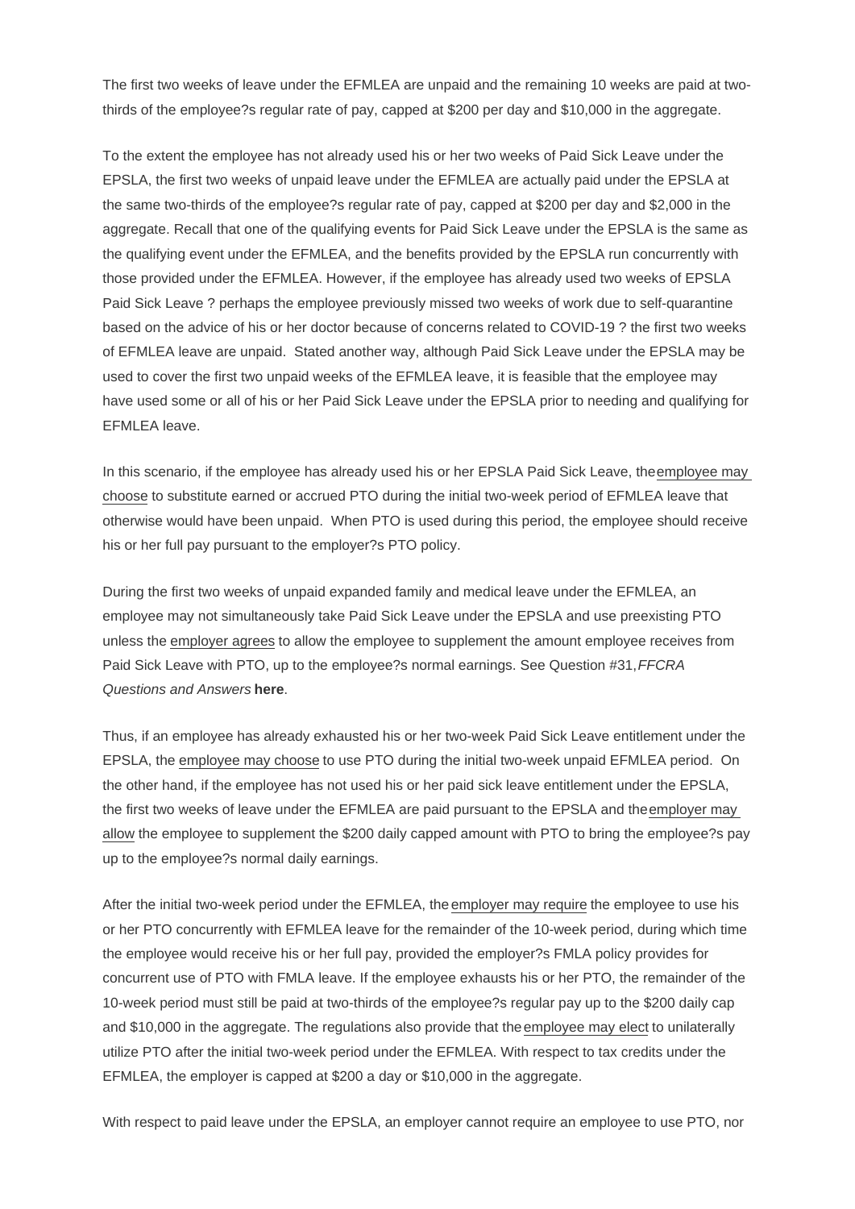The first two weeks of leave under the EFMLEA are unpaid and the remaining 10 weeks are paid at two-thirds of the employee?s regular rate of pay, capped at $200 per day and $10,000 in the aggregate.

To the extent the employee has not already used his or her two weeks of Paid Sick Leave under the EPSLA, the first two weeks of unpaid leave under the EFMLEA are actually paid under the EPSLA at the same two-thirds of the employee?s regular rate of pay, capped at $200 per day and $2,000 in the aggregate. Recall that one of the qualifying events for Paid Sick Leave under the EPSLA is the same as the qualifying event under the EFMLEA, and the benefits provided by the EPSLA run concurrently with those provided under the EFMLEA. However, if the employee has already used two weeks of EPSLA Paid Sick Leave ? perhaps the employee previously missed two weeks of work due to self-quarantine based on the advice of his or her doctor because of concerns related to COVID-19 ? the first two weeks of EFMLEA leave are unpaid. Stated another way, although Paid Sick Leave under the EPSLA may be used to cover the first two unpaid weeks of the EFMLEA leave, it is feasible that the employee may have used some or all of his or her Paid Sick Leave under the EPSLA prior to needing and qualifying for EFMLEA leave.

In this scenario, if the employee has already used his or her EPSLA Paid Sick Leave, the employee may choose to substitute earned or accrued PTO during the initial two-week period of EFMLEA leave that otherwise would have been unpaid. When PTO is used during this period, the employee should receive his or her full pay pursuant to the employer?s PTO policy.

During the first two weeks of unpaid expanded family and medical leave under the EFMLEA, an employee may not simultaneously take Paid Sick Leave under the EPSLA and use preexisting PTO unless the employer agrees to allow the employee to supplement the amount employee receives from Paid Sick Leave with PTO, up to the employee?s normal earnings. See Question #31, *FFCRA Questions and Answers* **here**.

Thus, if an employee has already exhausted his or her two-week Paid Sick Leave entitlement under the EPSLA, the employee may choose to use PTO during the initial two-week unpaid EFMLEA period. On the other hand, if the employee has not used his or her paid sick leave entitlement under the EPSLA, the first two weeks of leave under the EFMLEA are paid pursuant to the EPSLA and the employer may allow the employee to supplement the $200 daily capped amount with PTO to bring the employee?s pay up to the employee?s normal daily earnings.

After the initial two-week period under the EFMLEA, the employer may require the employee to use his or her PTO concurrently with EFMLEA leave for the remainder of the 10-week period, during which time the employee would receive his or her full pay, provided the employer?s FMLA policy provides for concurrent use of PTO with FMLA leave. If the employee exhausts his or her PTO, the remainder of the 10-week period must still be paid at two-thirds of the employee?s regular pay up to the $200 daily cap and $10,000 in the aggregate. The regulations also provide that the employee may elect to unilaterally utilize PTO after the initial two-week period under the EFMLEA. With respect to tax credits under the EFMLEA, the employer is capped at $200 a day or $10,000 in the aggregate.

With respect to paid leave under the EPSLA, an employer cannot require an employee to use PTO, nor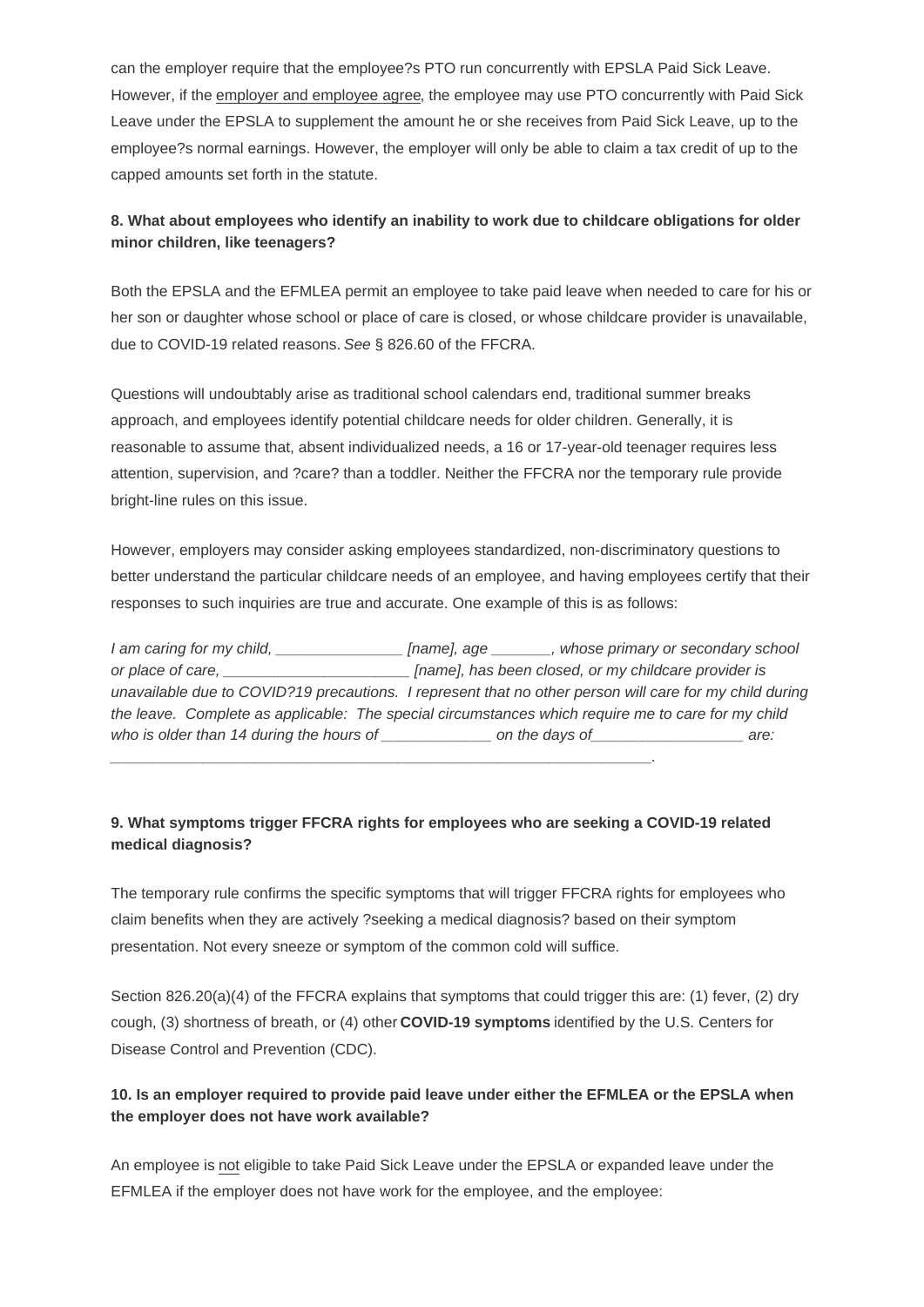can the employer require that the employee?s PTO run concurrently with EPSLA Paid Sick Leave. However, if the employer and employee agree, the employee may use PTO concurrently with Paid Sick Leave under the EPSLA to supplement the amount he or she receives from Paid Sick Leave, up to the employee?s normal earnings. However, the employer will only be able to claim a tax credit of up to the capped amounts set forth in the statute.

**8. What about employees who identify an inability to work due to childcare obligations for older minor children, like teenagers?**

Both the EPSLA and the EFMLEA permit an employee to take paid leave when needed to care for his or her son or daughter whose school or place of care is closed, or whose childcare provider is unavailable, due to COVID-19 related reasons. *See* § 826.60 of the FFCRA.

Questions will undoubtably arise as traditional school calendars end, traditional summer breaks approach, and employees identify potential childcare needs for older children. Generally, it is reasonable to assume that, absent individualized needs, a 16 or 17-year-old teenager requires less attention, supervision, and ?care? than a toddler. Neither the FFCRA nor the temporary rule provide bright-line rules on this issue.

However, employers may consider asking employees standardized, non-discriminatory questions to better understand the particular childcare needs of an employee, and having employees certify that their responses to such inquiries are true and accurate. One example of this is as follows:

*I am caring for my child, _______________ [name], age _______, whose primary or secondary school or place of care, ______________________ [name], has been closed, or my childcare provider is unavailable due to COVID?19 precautions. I represent that no other person will care for my child during the leave. Complete as applicable: The special circumstances which require me to care for my child who is older than 14 during the hours of _____________ on the days of__________________ are: ________________________________________________________________.*

**9. What symptoms trigger FFCRA rights for employees who are seeking a COVID-19 related medical diagnosis?**

The temporary rule confirms the specific symptoms that will trigger FFCRA rights for employees who claim benefits when they are actively ?seeking a medical diagnosis? based on their symptom presentation. Not every sneeze or symptom of the common cold will suffice.

Section 826.20(a)(4) of the FFCRA explains that symptoms that could trigger this are: (1) fever, (2) dry cough, (3) shortness of breath, or (4) other **COVID-19 symptoms** identified by the U.S. Centers for Disease Control and Prevention (CDC).

**10. Is an employer required to provide paid leave under either the EFMLEA or the EPSLA when the employer does not have work available?**

An employee is not eligible to take Paid Sick Leave under the EPSLA or expanded leave under the EFMLEA if the employer does not have work for the employee, and the employee: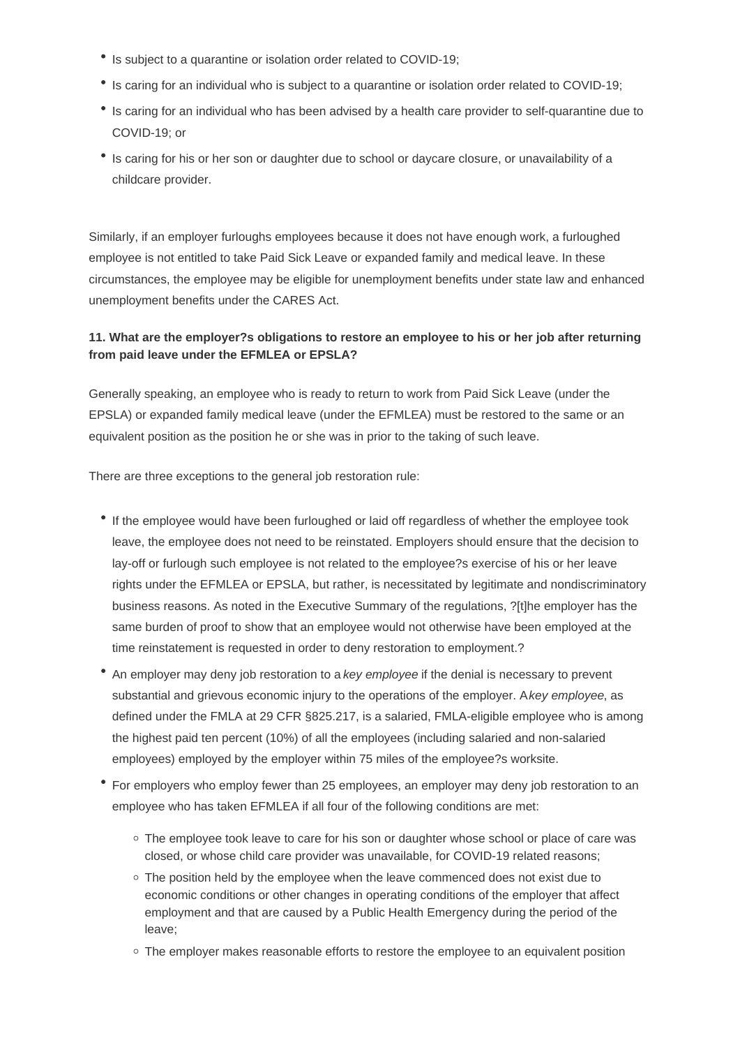- Is subject to a quarantine or isolation order related to COVID-19;
- Is caring for an individual who is subject to a quarantine or isolation order related to COVID-19;
- Is caring for an individual who has been advised by a health care provider to self-quarantine due to COVID-19; or
- Is caring for his or her son or daughter due to school or daycare closure, or unavailability of a childcare provider.

Similarly, if an employer furloughs employees because it does not have enough work, a furloughed employee is not entitled to take Paid Sick Leave or expanded family and medical leave. In these circumstances, the employee may be eligible for unemployment benefits under state law and enhanced unemployment benefits under the CARES Act.

**11. What are the employer?s obligations to restore an employee to his or her job after returning from paid leave under the EFMLEA or EPSLA?**

Generally speaking, an employee who is ready to return to work from Paid Sick Leave (under the EPSLA) or expanded family medical leave (under the EFMLEA) must be restored to the same or an equivalent position as the position he or she was in prior to the taking of such leave.

There are three exceptions to the general job restoration rule:

- If the employee would have been furloughed or laid off regardless of whether the employee took leave, the employee does not need to be reinstated. Employers should ensure that the decision to lay-off or furlough such employee is not related to the employee?s exercise of his or her leave rights under the EFMLEA or EPSLA, but rather, is necessitated by legitimate and nondiscriminatory business reasons. As noted in the Executive Summary of the regulations, ?[t]he employer has the same burden of proof to show that an employee would not otherwise have been employed at the time reinstatement is requested in order to deny restoration to employment.?
- An employer may deny job restoration to a *key employee* if the denial is necessary to prevent substantial and grievous economic injury to the operations of the employer. A *key employee*, as defined under the FMLA at 29 CFR §825.217, is a salaried, FMLA-eligible employee who is among the highest paid ten percent (10%) of all the employees (including salaried and non-salaried employees) employed by the employer within 75 miles of the employee?s worksite.
- For employers who employ fewer than 25 employees, an employer may deny job restoration to an employee who has taken EFMLEA if all four of the following conditions are met:
  - The employee took leave to care for his son or daughter whose school or place of care was closed, or whose child care provider was unavailable, for COVID-19 related reasons;
  - The position held by the employee when the leave commenced does not exist due to economic conditions or other changes in operating conditions of the employer that affect employment and that are caused by a Public Health Emergency during the period of the leave;
  - The employer makes reasonable efforts to restore the employee to an equivalent position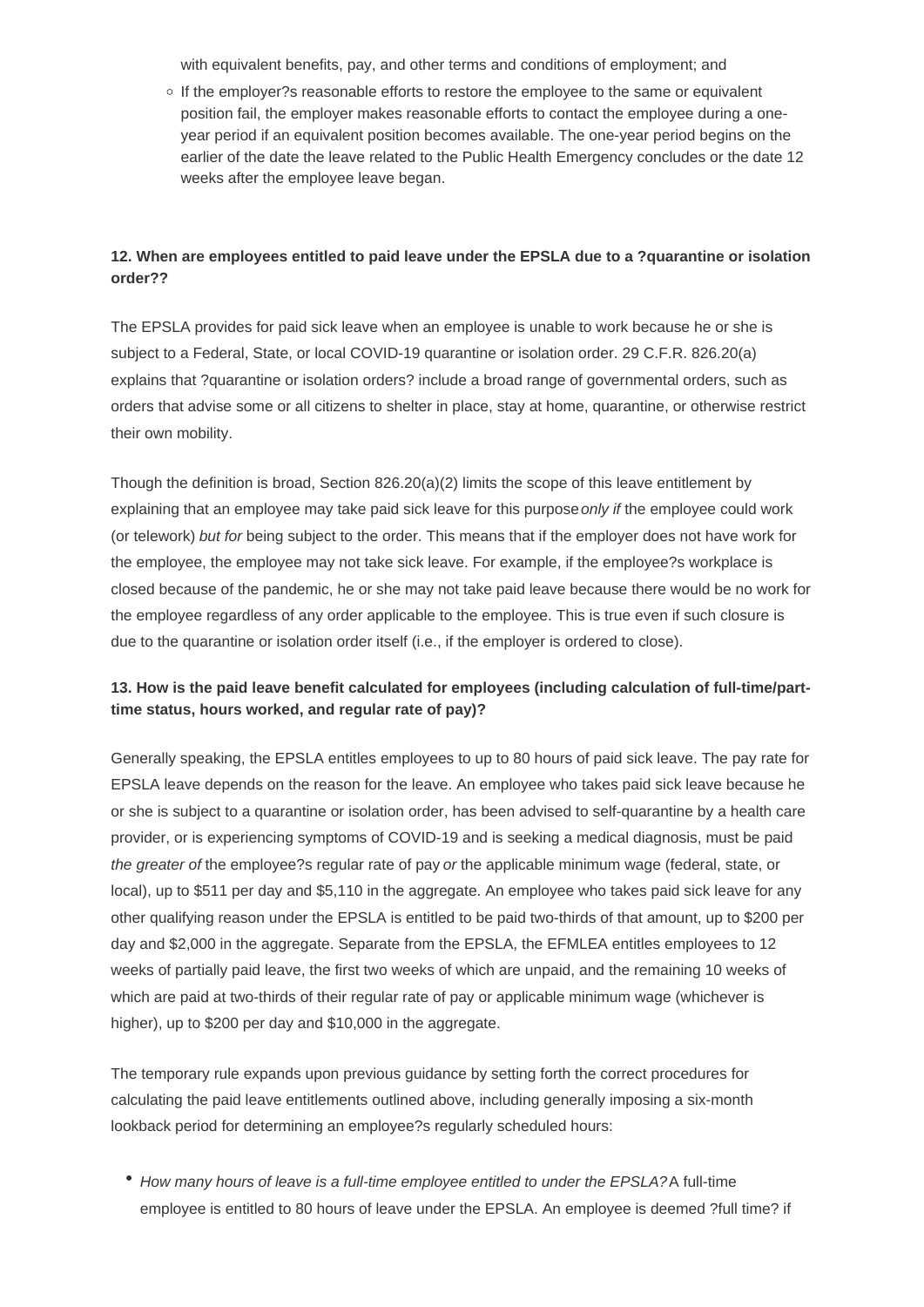with equivalent benefits, pay, and other terms and conditions of employment; and

  - If the employer?s reasonable efforts to restore the employee to the same or equivalent position fail, the employer makes reasonable efforts to contact the employee during a one-year period if an equivalent position becomes available. The one-year period begins on the earlier of the date the leave related to the Public Health Emergency concludes or the date 12 weeks after the employee leave began.

**12. When are employees entitled to paid leave under the EPSLA due to a ?quarantine or isolation order??**

The EPSLA provides for paid sick leave when an employee is unable to work because he or she is subject to a Federal, State, or local COVID-19 quarantine or isolation order. 29 C.F.R. 826.20(a) explains that ?quarantine or isolation orders? include a broad range of governmental orders, such as orders that advise some or all citizens to shelter in place, stay at home, quarantine, or otherwise restrict their own mobility.

Though the definition is broad, Section 826.20(a)(2) limits the scope of this leave entitlement by explaining that an employee may take paid sick leave for this purpose *only if* the employee could work (or telework) *but for* being subject to the order. This means that if the employer does not have work for the employee, the employee may not take sick leave. For example, if the employee?s workplace is closed because of the pandemic, he or she may not take paid leave because there would be no work for the employee regardless of any order applicable to the employee. This is true even if such closure is due to the quarantine or isolation order itself (i.e., if the employer is ordered to close).

**13. How is the paid leave benefit calculated for employees (including calculation of full-time/part-time status, hours worked, and regular rate of pay)?**

Generally speaking, the EPSLA entitles employees to up to 80 hours of paid sick leave. The pay rate for EPSLA leave depends on the reason for the leave. An employee who takes paid sick leave because he or she is subject to a quarantine or isolation order, has been advised to self-quarantine by a health care provider, or is experiencing symptoms of COVID-19 and is seeking a medical diagnosis, must be paid *the greater of* the employee?s regular rate of pay *or* the applicable minimum wage (federal, state, or local), up to $511 per day and $5,110 in the aggregate. An employee who takes paid sick leave for any other qualifying reason under the EPSLA is entitled to be paid two-thirds of that amount, up to $200 per day and $2,000 in the aggregate. Separate from the EPSLA, the EFMLEA entitles employees to 12 weeks of partially paid leave, the first two weeks of which are unpaid, and the remaining 10 weeks of which are paid at two-thirds of their regular rate of pay or applicable minimum wage (whichever is higher), up to $200 per day and $10,000 in the aggregate.

The temporary rule expands upon previous guidance by setting forth the correct procedures for calculating the paid leave entitlements outlined above, including generally imposing a six-month lookback period for determining an employee?s regularly scheduled hours:

- *How many hours of leave is a full-time employee entitled to under the EPSLA?* A full-time employee is entitled to 80 hours of leave under the EPSLA. An employee is deemed ?full time? if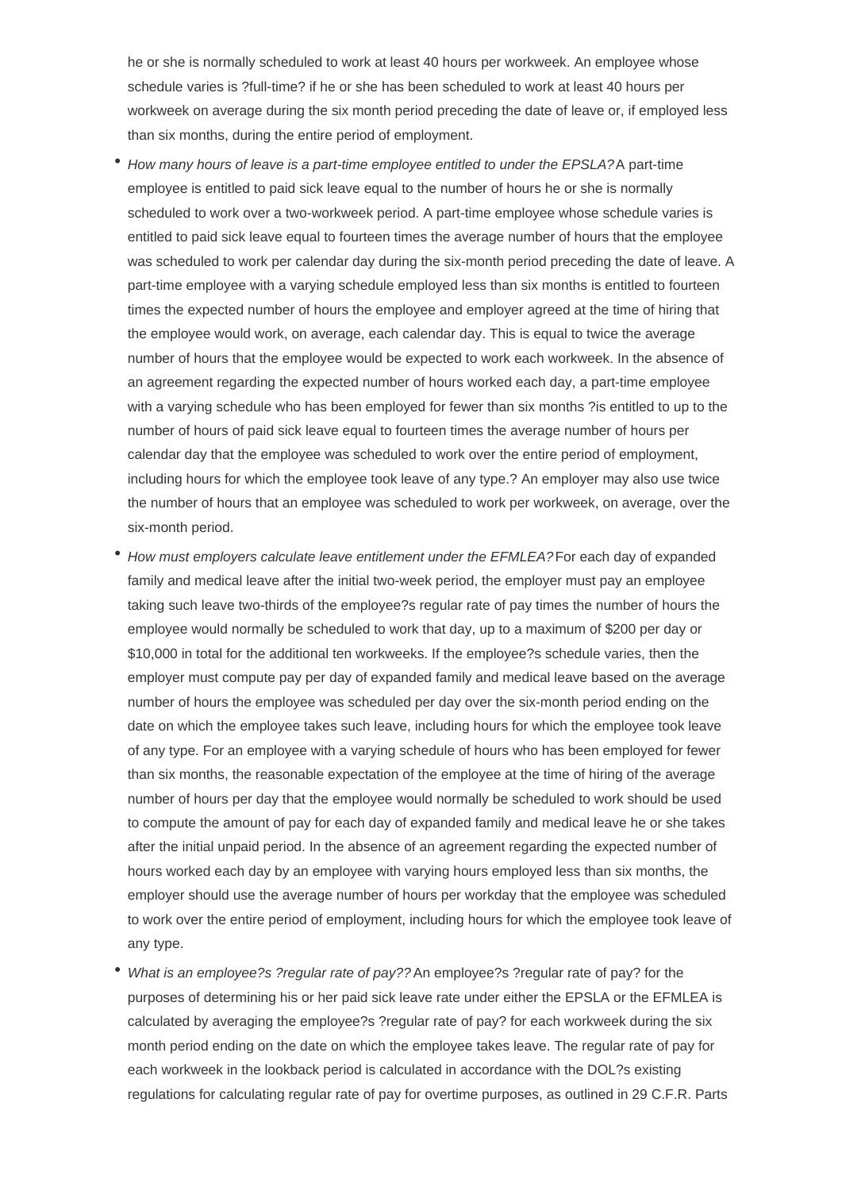he or she is normally scheduled to work at least 40 hours per workweek. An employee whose schedule varies is ?full-time? if he or she has been scheduled to work at least 40 hours per workweek on average during the six month period preceding the date of leave or, if employed less than six months, during the entire period of employment.

- *How many hours of leave is a part-time employee entitled to under the EPSLA?* A part-time employee is entitled to paid sick leave equal to the number of hours he or she is normally scheduled to work over a two-workweek period. A part-time employee whose schedule varies is entitled to paid sick leave equal to fourteen times the average number of hours that the employee was scheduled to work per calendar day during the six-month period preceding the date of leave. A part-time employee with a varying schedule employed less than six months is entitled to fourteen times the expected number of hours the employee and employer agreed at the time of hiring that the employee would work, on average, each calendar day. This is equal to twice the average number of hours that the employee would be expected to work each workweek. In the absence of an agreement regarding the expected number of hours worked each day, a part-time employee with a varying schedule who has been employed for fewer than six months ?is entitled to up to the number of hours of paid sick leave equal to fourteen times the average number of hours per calendar day that the employee was scheduled to work over the entire period of employment, including hours for which the employee took leave of any type.? An employer may also use twice the number of hours that an employee was scheduled to work per workweek, on average, over the six-month period.
- *How must employers calculate leave entitlement under the EFMLEA?* For each day of expanded family and medical leave after the initial two-week period, the employer must pay an employee taking such leave two-thirds of the employee?s regular rate of pay times the number of hours the employee would normally be scheduled to work that day, up to a maximum of $200 per day or $10,000 in total for the additional ten workweeks. If the employee?s schedule varies, then the employer must compute pay per day of expanded family and medical leave based on the average number of hours the employee was scheduled per day over the six-month period ending on the date on which the employee takes such leave, including hours for which the employee took leave of any type. For an employee with a varying schedule of hours who has been employed for fewer than six months, the reasonable expectation of the employee at the time of hiring of the average number of hours per day that the employee would normally be scheduled to work should be used to compute the amount of pay for each day of expanded family and medical leave he or she takes after the initial unpaid period. In the absence of an agreement regarding the expected number of hours worked each day by an employee with varying hours employed less than six months, the employer should use the average number of hours per workday that the employee was scheduled to work over the entire period of employment, including hours for which the employee took leave of any type.
- *What is an employee?s ?regular rate of pay??* An employee?s ?regular rate of pay? for the purposes of determining his or her paid sick leave rate under either the EPSLA or the EFMLEA is calculated by averaging the employee?s ?regular rate of pay? for each workweek during the six month period ending on the date on which the employee takes leave. The regular rate of pay for each workweek in the lookback period is calculated in accordance with the DOL?s existing regulations for calculating regular rate of pay for overtime purposes, as outlined in 29 C.F.R. Parts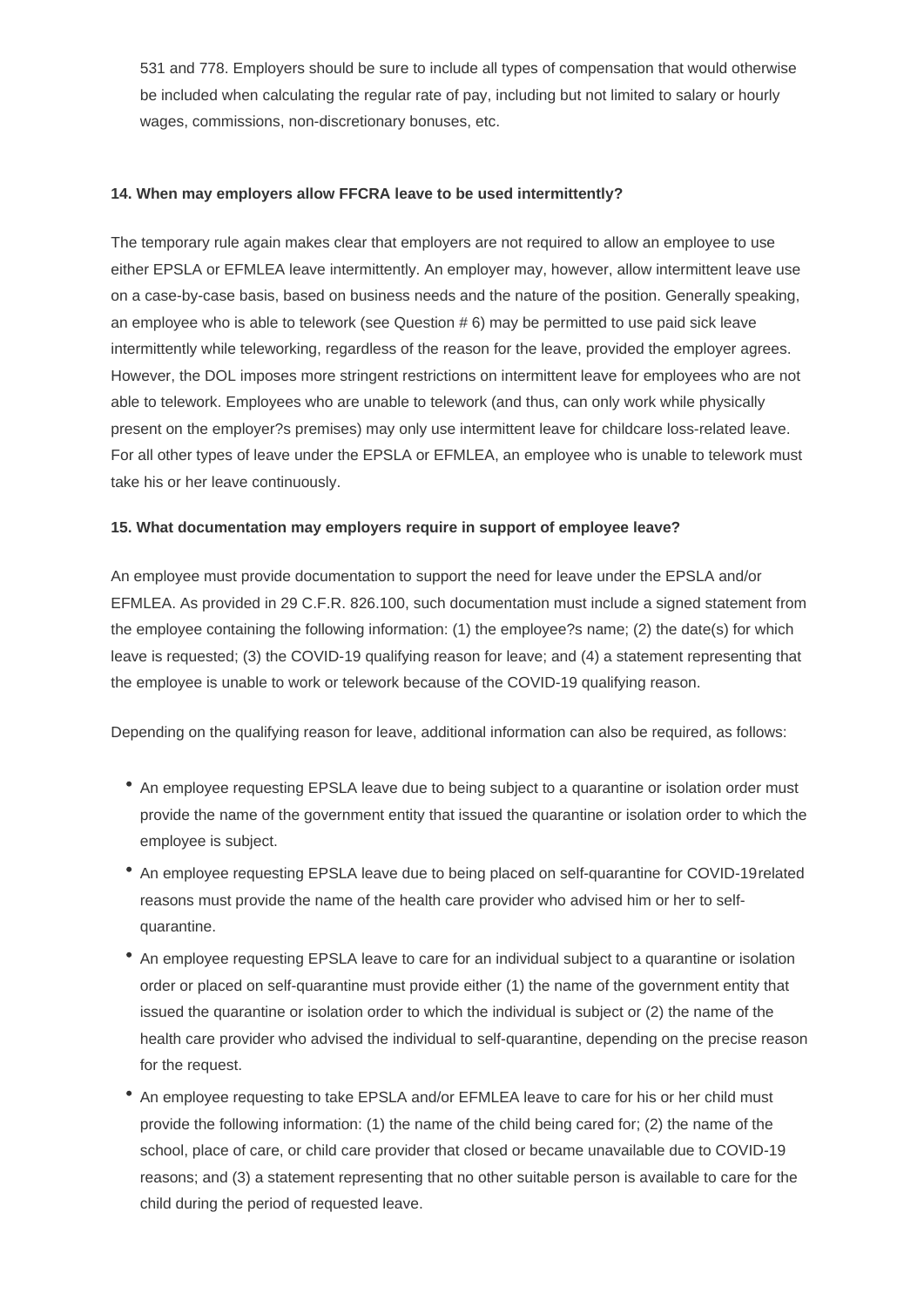531 and 778. Employers should be sure to include all types of compensation that would otherwise be included when calculating the regular rate of pay, including but not limited to salary or hourly wages, commissions, non-discretionary bonuses, etc.

**14. When may employers allow FFCRA leave to be used intermittently?**

The temporary rule again makes clear that employers are not required to allow an employee to use either EPSLA or EFMLEA leave intermittently. An employer may, however, allow intermittent leave use on a case-by-case basis, based on business needs and the nature of the position. Generally speaking, an employee who is able to telework (see Question # 6) may be permitted to use paid sick leave intermittently while teleworking, regardless of the reason for the leave, provided the employer agrees. However, the DOL imposes more stringent restrictions on intermittent leave for employees who are not able to telework. Employees who are unable to telework (and thus, can only work while physically present on the employer?s premises) may only use intermittent leave for childcare loss-related leave. For all other types of leave under the EPSLA or EFMLEA, an employee who is unable to telework must take his or her leave continuously.

**15. What documentation may employers require in support of employee leave?**

An employee must provide documentation to support the need for leave under the EPSLA and/or EFMLEA. As provided in 29 C.F.R. 826.100, such documentation must include a signed statement from the employee containing the following information: (1) the employee?s name; (2) the date(s) for which leave is requested; (3) the COVID-19 qualifying reason for leave; and (4) a statement representing that the employee is unable to work or telework because of the COVID-19 qualifying reason.

Depending on the qualifying reason for leave, additional information can also be required, as follows:

- An employee requesting EPSLA leave due to being subject to a quarantine or isolation order must provide the name of the government entity that issued the quarantine or isolation order to which the employee is subject.
- An employee requesting EPSLA leave due to being placed on self-quarantine for COVID-19related reasons must provide the name of the health care provider who advised him or her to self-quarantine.
- An employee requesting EPSLA leave to care for an individual subject to a quarantine or isolation order or placed on self-quarantine must provide either (1) the name of the government entity that issued the quarantine or isolation order to which the individual is subject or (2) the name of the health care provider who advised the individual to self-quarantine, depending on the precise reason for the request.
- An employee requesting to take EPSLA and/or EFMLEA leave to care for his or her child must provide the following information: (1) the name of the child being cared for; (2) the name of the school, place of care, or child care provider that closed or became unavailable due to COVID-19 reasons; and (3) a statement representing that no other suitable person is available to care for the child during the period of requested leave.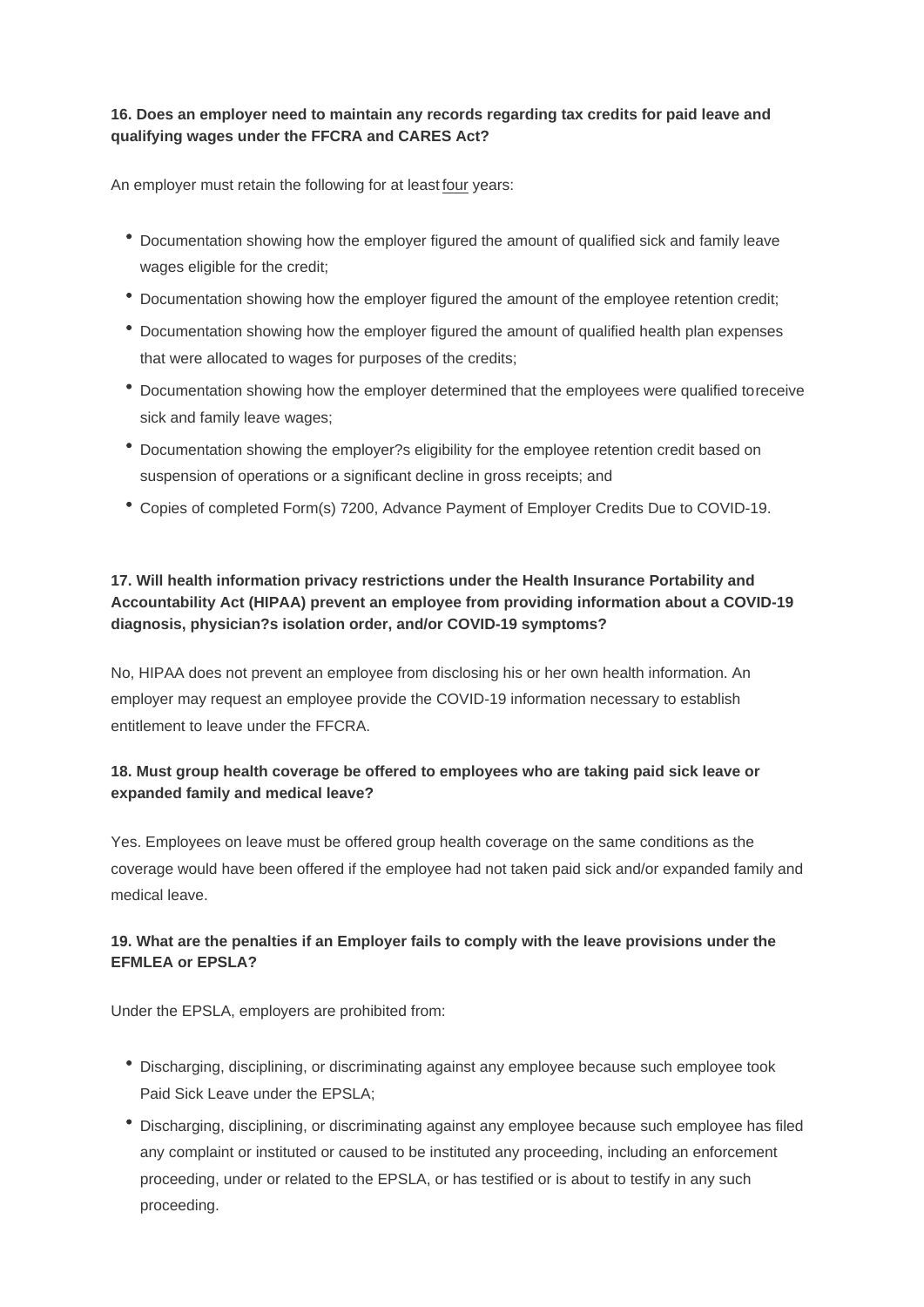**16. Does an employer need to maintain any records regarding tax credits for paid leave and qualifying wages under the FFCRA and CARES Act?**

An employer must retain the following for at least four years:

- Documentation showing how the employer figured the amount of qualified sick and family leave wages eligible for the credit;
- Documentation showing how the employer figured the amount of the employee retention credit;
- Documentation showing how the employer figured the amount of qualified health plan expenses that were allocated to wages for purposes of the credits;
- Documentation showing how the employer determined that the employees were qualified toreceive sick and family leave wages;
- Documentation showing the employer?s eligibility for the employee retention credit based on suspension of operations or a significant decline in gross receipts; and
- Copies of completed Form(s) 7200, Advance Payment of Employer Credits Due to COVID-19.

**17. Will health information privacy restrictions under the Health Insurance Portability and Accountability Act (HIPAA) prevent an employee from providing information about a COVID-19 diagnosis, physician?s isolation order, and/or COVID-19 symptoms?**

No, HIPAA does not prevent an employee from disclosing his or her own health information. An employer may request an employee provide the COVID-19 information necessary to establish entitlement to leave under the FFCRA.

**18. Must group health coverage be offered to employees who are taking paid sick leave or expanded family and medical leave?**

Yes. Employees on leave must be offered group health coverage on the same conditions as the coverage would have been offered if the employee had not taken paid sick and/or expanded family and medical leave.

**19. What are the penalties if an Employer fails to comply with the leave provisions under the EFMLEA or EPSLA?**

Under the EPSLA, employers are prohibited from:

- Discharging, disciplining, or discriminating against any employee because such employee took Paid Sick Leave under the EPSLA;
- Discharging, disciplining, or discriminating against any employee because such employee has filed any complaint or instituted or caused to be instituted any proceeding, including an enforcement proceeding, under or related to the EPSLA, or has testified or is about to testify in any such proceeding.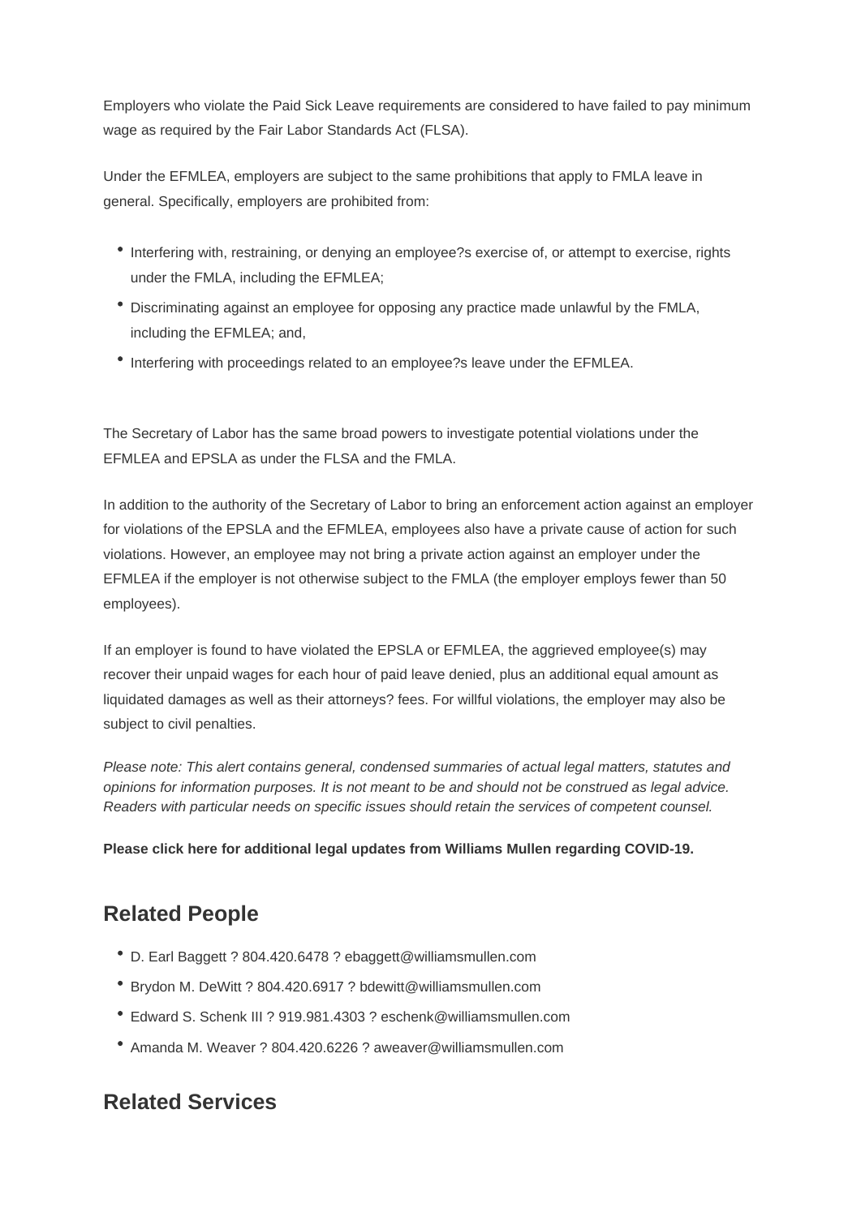Employers who violate the Paid Sick Leave requirements are considered to have failed to pay minimum wage as required by the Fair Labor Standards Act (FLSA).

Under the EFMLEA, employers are subject to the same prohibitions that apply to FMLA leave in general. Specifically, employers are prohibited from:

- Interfering with, restraining, or denying an employee?s exercise of, or attempt to exercise, rights under the FMLA, including the EFMLEA;
- Discriminating against an employee for opposing any practice made unlawful by the FMLA, including the EFMLEA; and,
- Interfering with proceedings related to an employee?s leave under the EFMLEA.

The Secretary of Labor has the same broad powers to investigate potential violations under the EFMLEA and EPSLA as under the FLSA and the FMLA.

In addition to the authority of the Secretary of Labor to bring an enforcement action against an employer for violations of the EPSLA and the EFMLEA, employees also have a private cause of action for such violations. However, an employee may not bring a private action against an employer under the EFMLEA if the employer is not otherwise subject to the FMLA (the employer employs fewer than 50 employees).

If an employer is found to have violated the EPSLA or EFMLEA, the aggrieved employee(s) may recover their unpaid wages for each hour of paid leave denied, plus an additional equal amount as liquidated damages as well as their attorneys? fees. For willful violations, the employer may also be subject to civil penalties.

*Please note: This alert contains general, condensed summaries of actual legal matters, statutes and opinions for information purposes. It is not meant to be and should not be construed as legal advice. Readers with particular needs on specific issues should retain the services of competent counsel.*

**Please click here for additional legal updates from Williams Mullen regarding COVID-19.**

## Related People

- D. Earl Baggett ? 804.420.6478 ? ebaggett@williamsmullen.com
- Brydon M. DeWitt ? 804.420.6917 ? bdewitt@williamsmullen.com
- Edward S. Schenk III ? 919.981.4303 ? eschenk@williamsmullen.com
- Amanda M. Weaver ? 804.420.6226 ? aweaver@williamsmullen.com

## Related Services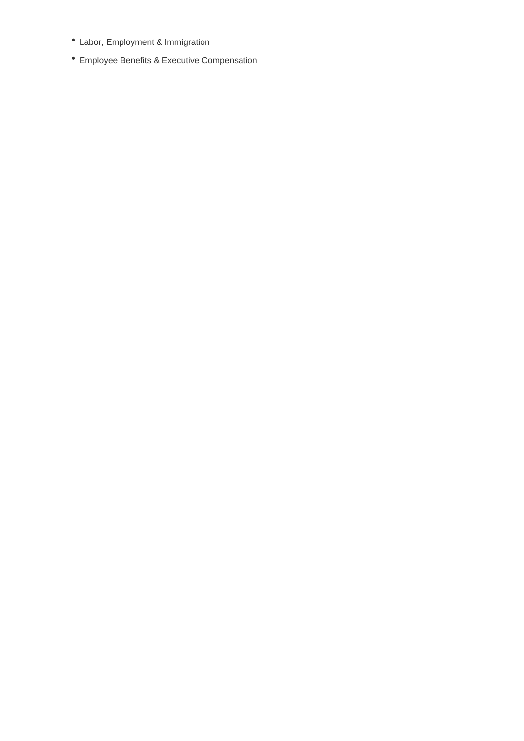- Labor, Employment & Immigration
- Employee Benefits & Executive Compensation